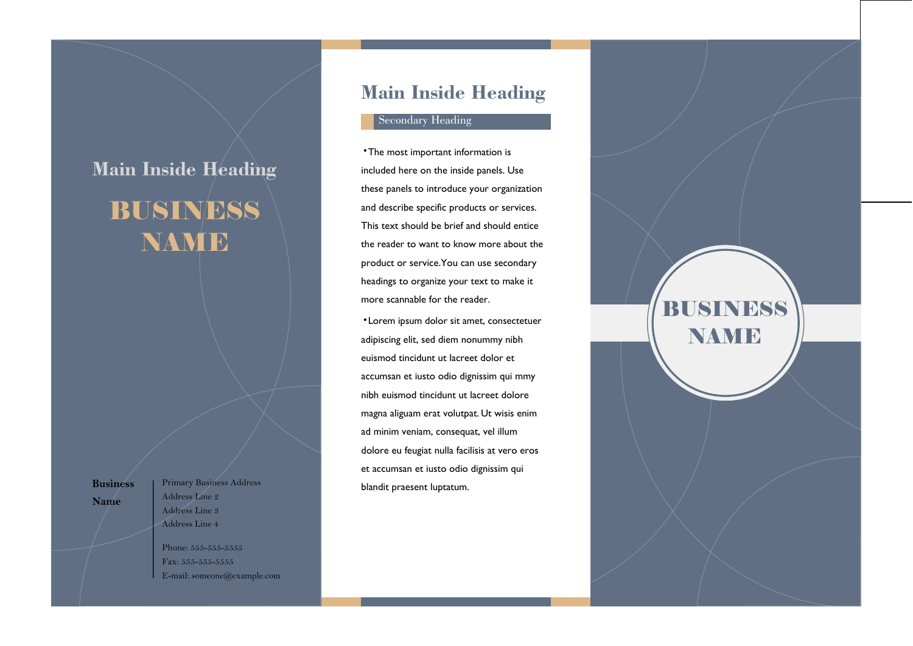## Main Inside Heading

# BUSINESS NAME

**Business Name**

Primary Business Address
Address Line 2
Address Line 3
Address Line 4

Phone: 555-555-5555
Fax: 555-555-5555
E-mail: someone@example.com

## Main Inside Heading

### Secondary Heading

- The most important information is included here on the inside panels. Use these panels to introduce your organization and describe specific products or services. This text should be brief and should entice the reader to want to know more about the product or service. You can use secondary headings to organize your text to make it more scannable for the reader.
- Lorem ipsum dolor sit amet, consectetuer adipiscing elit, sed diem nonummy nibh euismod tincidunt ut lacreet dolor et accumsan et iusto odio dignissim qui mmy nibh euismod tincidunt ut lacreet dolore magna aliguam erat volutpat. Ut wisis enim ad minim veniam, consequat, vel illum dolore eu feugiat nulla facilisis at vero eros et accumsan et iusto odio dignissim qui blandit praesent luptatum.

# BUSINESS NAME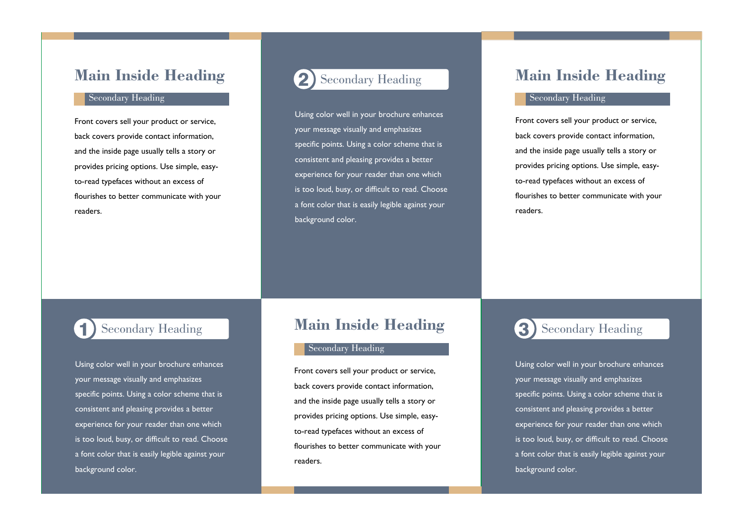## Main Inside Heading

### Secondary Heading

Front covers sell your product or service, back covers provide contact information, and the inside page usually tells a story or provides pricing options. Use simple, easy-to-read typefaces without an excess of flourishes to better communicate with your readers.

### 2 Secondary Heading

Using color well in your brochure enhances your message visually and emphasizes specific points. Using a color scheme that is consistent and pleasing provides a better experience for your reader than one which is too loud, busy, or difficult to read. Choose a font color that is easily legible against your background color.

## Main Inside Heading

### Secondary Heading

Front covers sell your product or service, back covers provide contact information, and the inside page usually tells a story or provides pricing options. Use simple, easy-to-read typefaces without an excess of flourishes to better communicate with your readers.

### 1 Secondary Heading

Using color well in your brochure enhances your message visually and emphasizes specific points. Using a color scheme that is consistent and pleasing provides a better experience for your reader than one which is too loud, busy, or difficult to read. Choose a font color that is easily legible against your background color.

## Main Inside Heading

### Secondary Heading

Front covers sell your product or service, back covers provide contact information, and the inside page usually tells a story or provides pricing options. Use simple, easy-to-read typefaces without an excess of flourishes to better communicate with your readers.

### 3 Secondary Heading

Using color well in your brochure enhances your message visually and emphasizes specific points. Using a color scheme that is consistent and pleasing provides a better experience for your reader than one which is too loud, busy, or difficult to read. Choose a font color that is easily legible against your background color.